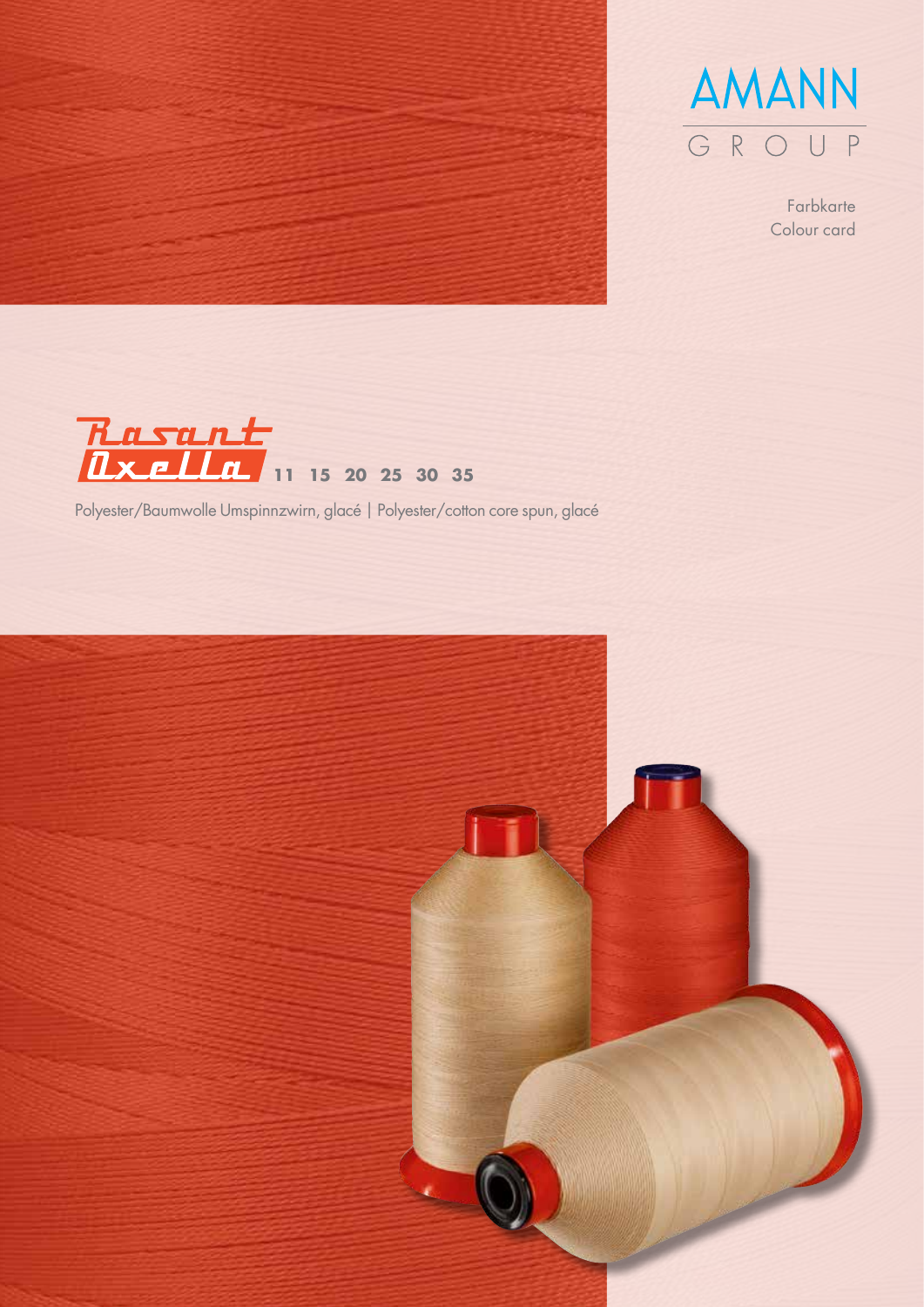AMANN GROUP

Farbkarte
Colour card

# Rasant Oxella 11 15 20 25 30 35

Polyester/Baumwolle Umspinnzwirn, glacé | Polyester/cotton core spun, glacé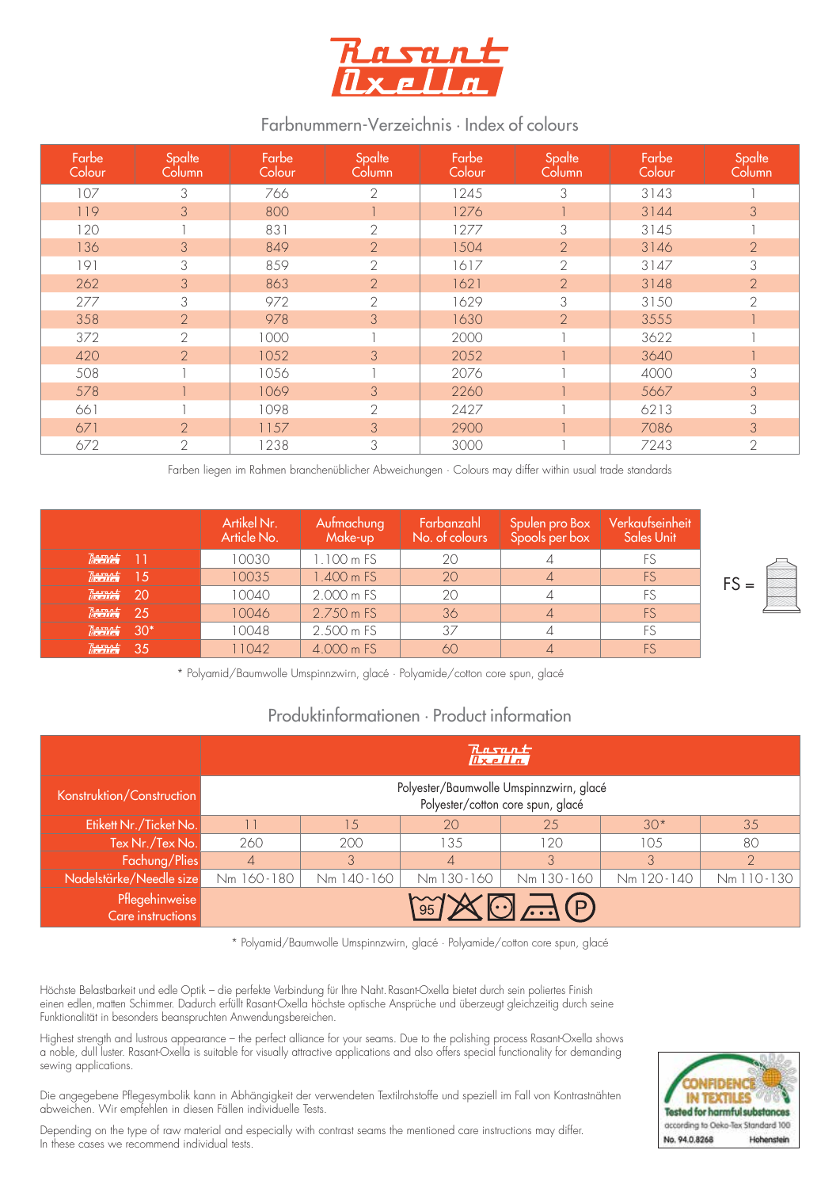# Rasant Oxella

## Farbnummern-Verzeichnis · Index of colours

| Farbe Colour | Spalte Column | Farbe Colour | Spalte Column | Farbe Colour | Spalte Column | Farbe Colour | Spalte Column |
|---|---|---|---|---|---|---|---|
| 107 | 3 | 766 | 2 | 1245 | 3 | 3143 | 1 |
| 119 | 3 | 800 | 1 | 1276 | 1 | 3144 | 3 |
| 120 | 1 | 831 | 2 | 1277 | 3 | 3145 | 1 |
| 136 | 3 | 849 | 2 | 1504 | 2 | 3146 | 2 |
| 191 | 3 | 859 | 2 | 1617 | 2 | 3147 | 3 |
| 262 | 3 | 863 | 2 | 1621 | 2 | 3148 | 2 |
| 277 | 3 | 972 | 2 | 1629 | 3 | 3150 | 2 |
| 358 | 2 | 978 | 3 | 1630 | 2 | 3555 | 1 |
| 372 | 2 | 1000 | 1 | 2000 | 1 | 3622 | 1 |
| 420 | 2 | 1052 | 3 | 2052 | 1 | 3640 | 1 |
| 508 | 1 | 1056 | 1 | 2076 | 1 | 4000 | 3 |
| 578 | 1 | 1069 | 3 | 2260 | 1 | 5667 | 3 |
| 661 | 1 | 1098 | 2 | 2427 | 1 | 6213 | 3 |
| 671 | 2 | 1157 | 3 | 2900 | 1 | 7086 | 3 |
| 672 | 2 | 1238 | 3 | 3000 | 1 | 7243 | 2 |

Farben liegen im Rahmen branchenüblicher Abweichungen · Colours may differ within usual trade standards

| | Artikel Nr. Article No. | Aufmachung Make-up | Farbanzahl No. of colours | Spulen pro Box Spools per box | Verkaufseinheit Sales Unit |
|---|---|---|---|---|---|
| Rasant Oxella 11 | 10030 | 1.100 m FS | 20 | 4 | FS |
| Rasant Oxella 15 | 10035 | 1.400 m FS | 20 | 4 | FS |
| Rasant Oxella 20 | 10040 | 2.000 m FS | 20 | 4 | FS |
| Rasant Oxella 25 | 10046 | 2.750 m FS | 36 | 4 | FS |
| Rasant Oxella 30* | 10048 | 2.500 m FS | 37 | 4 | FS |
| Rasant Oxella 35 | 11042 | 4.000 m FS | 60 | 4 | FS |

FS =

* Polyamid/Baumwolle Umspinnzwirn, glacé · Polyamide/cotton core spun, glacé

## Produktinformationen · Product information

| | Rasant Oxella | | | | | |
|---|---|---|---|---|---|---|
| Konstruktion/Construction | Polyester/Baumwolle Umspinnzwirn, glacé Polyester/cotton core spun, glacé | | | | | |
| Etikett Nr./Ticket No. | 11 | 15 | 20 | 25 | 30* | 35 |
| Tex Nr./Tex No. | 260 | 200 | 135 | 120 | 105 | 80 |
| Fachung/Plies | 4 | 3 | 4 | 3 | 3 | 2 |
| Nadelstärke/Needle size | Nm 160-180 | Nm 140-160 | Nm 130-160 | Nm 130-160 | Nm 120-140 | Nm 110-130 |
| Pflegehinweise Care instructions | 95 | | | | | |

* Polyamid/Baumwolle Umspinnzwirn, glacé · Polyamide/cotton core spun, glacé

Höchste Belastbarkeit und edle Optik – die perfekte Verbindung für Ihre Naht. Rasant-Oxella bietet durch sein poliertes Finish einen edlen, matten Schimmer. Dadurch erfüllt Rasant-Oxella höchste optische Ansprüche und überzeugt gleichzeitig durch seine Funktionalität in besonders beanspruchten Anwendungsbereichen.

Highest strength and lustrous appearance – the perfect alliance for your seams. Due to the polishing process Rasant-Oxella shows a noble, dull luster. Rasant-Oxella is suitable for visually attractive applications and also offers special functionality for demanding sewing applications.

Die angegebene Pflegesymbolik kann in Abhängigkeit der verwendeten Textilrohstoffe und speziell im Fall von Kontrastnähten abweichen. Wir empfehlen in diesen Fällen individuelle Tests.

Depending on the type of raw material and especially with contrast seams the mentioned care instructions may differ. In these cases we recommend individual tests.

CONFIDENCE IN TEXTILES
Tested for harmful substances
according to Oeko-Tex Standard 100
No. 94.0.8268 Hohenstein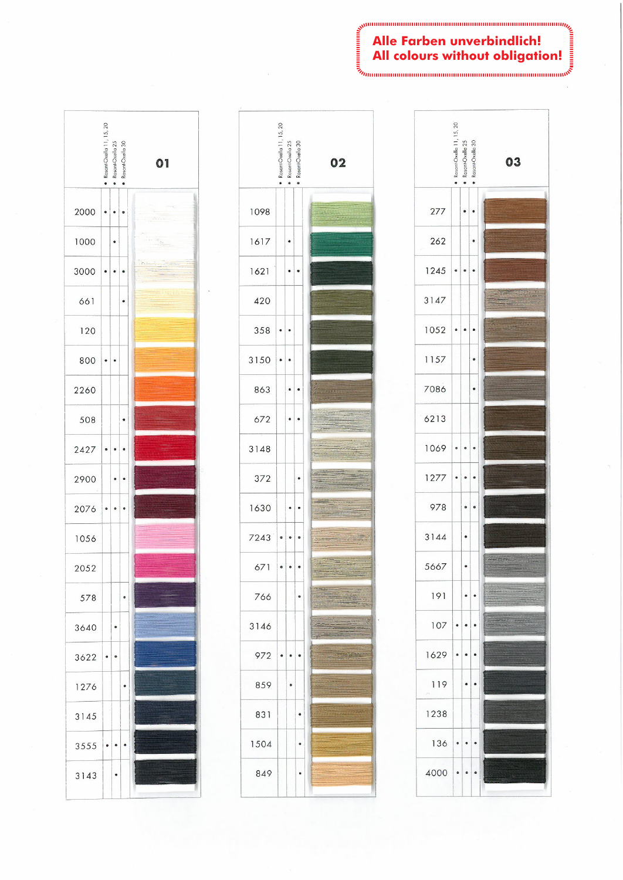**Alle Farben unverbindlich!**
**All colours without obligation!**

## 01

| Farbe | Rasant-Oxella 11, 15, 20 | Rasant-Oxella 25 | Rasant-Oxella 30 |
|---|---|---|---|
| 2000 | • | • | • |
| 1000 | | • | |
| 3000 | • | • | • |
| 661 | | | • |
| 120 | | | |
| 800 | • | • | |
| 2260 | | | |
| 508 | | | • |
| 2427 | • | • | • |
| 2900 | | • | • |
| 2076 | • | • | • |
| 1056 | | | |
| 2052 | | | |
| 578 | | | • |
| 3640 | | • | |
| 3622 | • | • | |
| 1276 | | | • |
| 3145 | | | |
| 3555 | • | • | • |
| 3143 | | • | |

## 02

| Farbe | Rasant-Oxella 11, 15, 20 | Rasant-Oxella 25 | Rasant-Oxella 30 |
|---|---|---|---|
| 1098 | | | |
| 1617 | | • | |
| 1621 | | • | • |
| 420 | | | |
| 358 | • | • | |
| 3150 | • | • | |
| 863 | | • | • |
| 672 | | • | • |
| 3148 | | | |
| 372 | | | • |
| 1630 | | • | • |
| 7243 | • | • | • |
| 671 | • | • | • |
| 766 | | | • |
| 3146 | | | |
| 972 | • | • | • |
| 859 | | • | |
| 831 | | | • |
| 1504 | | | • |
| 849 | | | • |

## 03

| Farbe | Rasant-Oxella 11, 15, 20 | Rasant-Oxella 25 | Rasant-Oxella 30 |
|---|---|---|---|
| 277 | | • | • |
| 262 | | | • |
| 1245 | • | • | • |
| 3147 | | | |
| 1052 | • | • | • |
| 1157 | | | • |
| 7086 | | | • |
| 6213 | | | |
| 1069 | • | • | • |
| 1277 | • | • | • |
| 978 | | • | • |
| 3144 | | • | |
| 5667 | | • | |
| 191 | | • | • |
| 107 | • | • | • |
| 1629 | • | • | • |
| 119 | | • | • |
| 1238 | | | |
| 136 | • | • | • |
| 4000 | • | • | • |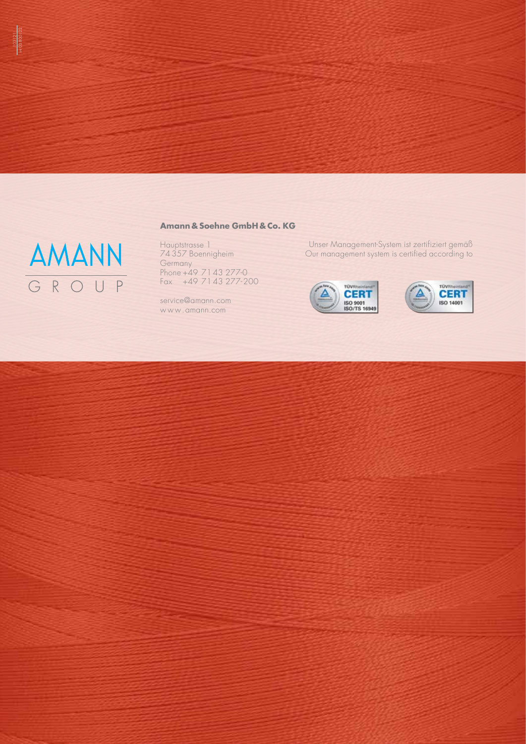AMANN

GROUP

**Amann & Soehne GmbH & Co. KG**

Hauptstrasse 1
74357 Boennigheim
Germany
Phone +49 7143 277-0
Fax +49 7143 277-200

service@amann.com
www.amann.com

Unser Management-System ist zertifiziert gemäß
Our management system is certified according to

TÜVRheinland CERT ISO 9001 ISO/TS 16949

TÜVRheinland CERT ISO 14001